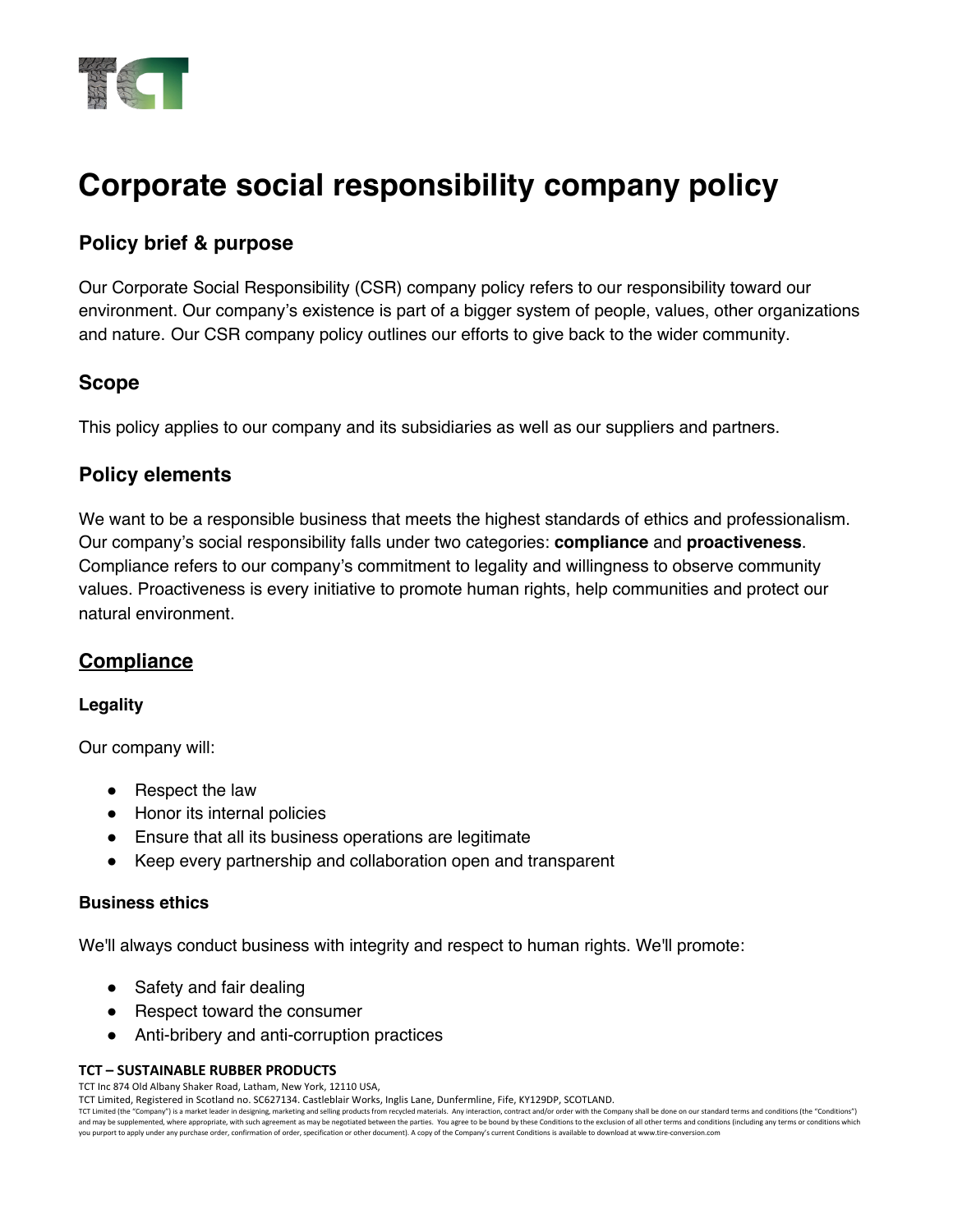# Corporate social responsibility company policy

## Policy brief & purpose

Our Corporate Social Responsibility (CSR) company policy refers to our responsibility toward our environment. Our company's existence is part of a bigger system of people, values, other organizations and nature. Our CSR company policy outlines our efforts to give back to the wider community.

## Scope

This policy applies to our company and its subsidiaries as well as our suppliers and partners.

## Policy elements

We want to be a responsible business that meets the highest standards of ethics and professionalism. Our company's social responsibility falls under two categories: **compliance** and **proactiveness**. Compliance refers to our company's commitment to legality and willingness to observe community values. Proactiveness is every initiative to promote human rights, help communities and protect our natural environment.

## Compliance

### Legality

Our company will:

- Respect the law
- Honor its internal policies
- Ensure that all its business operations are legitimate
- Keep every partnership and collaboration open and transparent

### Business ethics

We'll always conduct business with integrity and respect to human rights. We'll promote:

- Safety and fair dealing
- Respect toward the consumer
- Anti-bribery and anti-corruption practices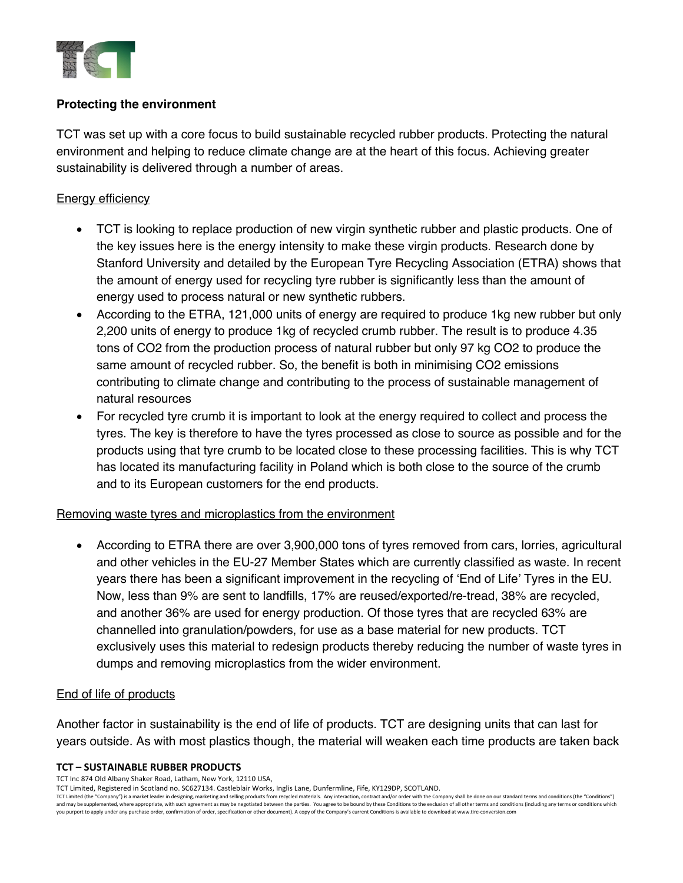**Protecting the environment**

TCT was set up with a core focus to build sustainable recycled rubber products. Protecting the natural environment and helping to reduce climate change are at the heart of this focus. Achieving greater sustainability is delivered through a number of areas.

Energy efficiency

- TCT is looking to replace production of new virgin synthetic rubber and plastic products. One of the key issues here is the energy intensity to make these virgin products. Research done by Stanford University and detailed by the European Tyre Recycling Association (ETRA) shows that the amount of energy used for recycling tyre rubber is significantly less than the amount of energy used to process natural or new synthetic rubbers.
- According to the ETRA, 121,000 units of energy are required to produce 1kg new rubber but only 2,200 units of energy to produce 1kg of recycled crumb rubber. The result is to produce 4.35 tons of $CO_2$ from the production process of natural rubber but only 97 kg $CO_2$ to produce the same amount of recycled rubber. So, the benefit is both in minimising $CO_2$ emissions contributing to climate change and contributing to the process of sustainable management of natural resources
- For recycled tyre crumb it is important to look at the energy required to collect and process the tyres. The key is therefore to have the tyres processed as close to source as possible and for the products using that tyre crumb to be located close to these processing facilities. This is why TCT has located its manufacturing facility in Poland which is both close to the source of the crumb and to its European customers for the end products.

Removing waste tyres and microplastics from the environment

- According to ETRA there are over 3,900,000 tons of tyres removed from cars, lorries, agricultural and other vehicles in the EU-27 Member States which are currently classified as waste. In recent years there has been a significant improvement in the recycling of 'End of Life' Tyres in the EU. Now, less than 9% are sent to landfills, 17% are reused/exported/re-tread, 38% are recycled, and another 36% are used for energy production. Of those tyres that are recycled 63% are channelled into granulation/powders, for use as a base material for new products. TCT exclusively uses this material to redesign products thereby reducing the number of waste tyres in dumps and removing microplastics from the wider environment.

End of life of products

Another factor in sustainability is the end of life of products. TCT are designing units that can last for years outside. As with most plastics though, the material will weaken each time products are taken back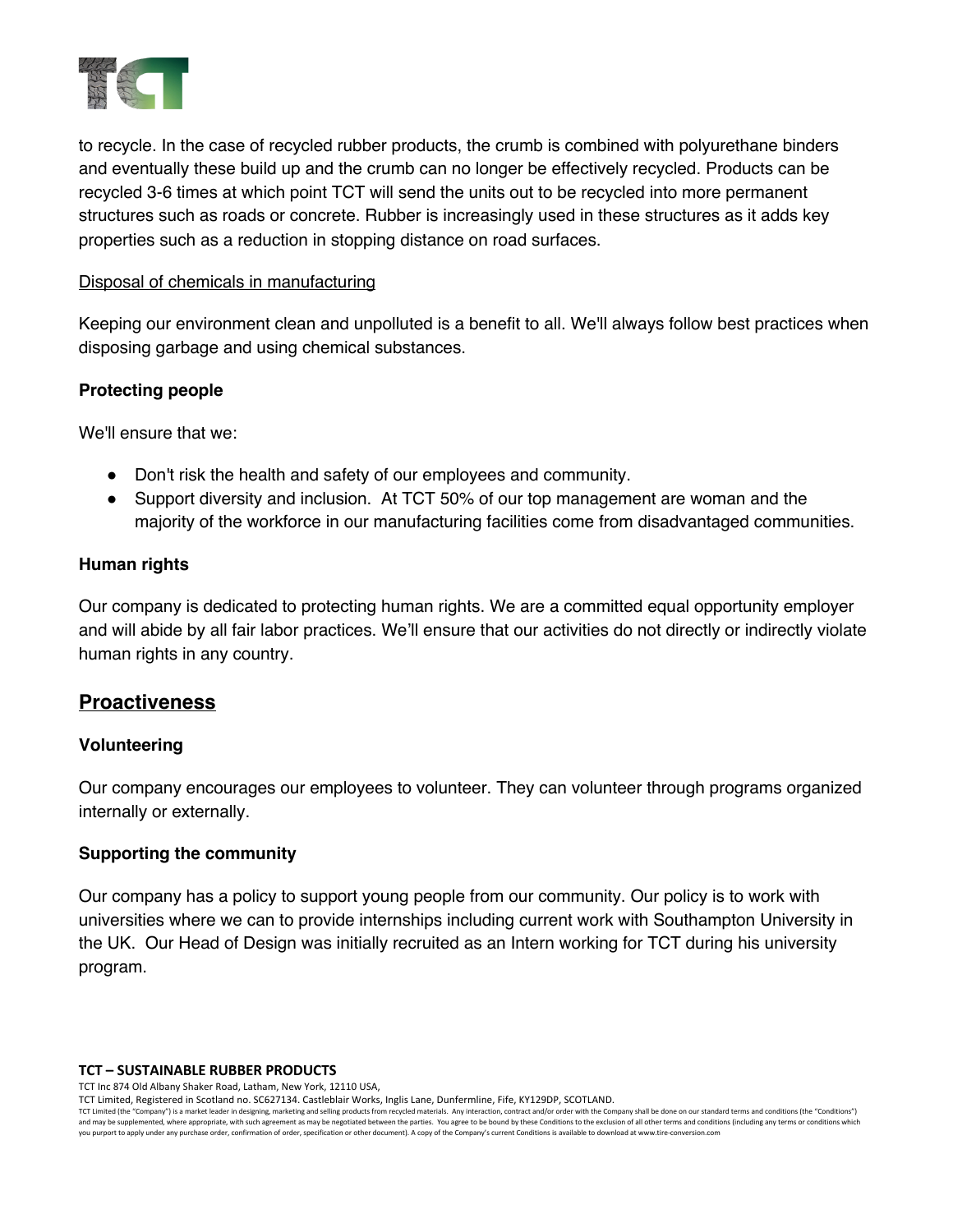to recycle. In the case of recycled rubber products, the crumb is combined with polyurethane binders and eventually these build up and the crumb can no longer be effectively recycled. Products can be recycled 3-6 times at which point TCT will send the units out to be recycled into more permanent structures such as roads or concrete. Rubber is increasingly used in these structures as it adds key properties such as a reduction in stopping distance on road surfaces.

<u>Disposal of chemicals in manufacturing</u>

Keeping our environment clean and unpolluted is a benefit to all. We'll always follow best practices when disposing garbage and using chemical substances.

### Protecting people

We'll ensure that we:

- Don't risk the health and safety of our employees and community.
- Support diversity and inclusion.  At TCT 50% of our top management are woman and the majority of the workforce in our manufacturing facilities come from disadvantaged communities.

### Human rights

Our company is dedicated to protecting human rights. We are a committed equal opportunity employer and will abide by all fair labor practices. We'll ensure that our activities do not directly or indirectly violate human rights in any country.

## Proactiveness

### Volunteering

Our company encourages our employees to volunteer. They can volunteer through programs organized internally or externally.

### Supporting the community

Our company has a policy to support young people from our community. Our policy is to work with universities where we can to provide internships including current work with Southampton University in the UK.  Our Head of Design was initially recruited as an Intern working for TCT during his university program.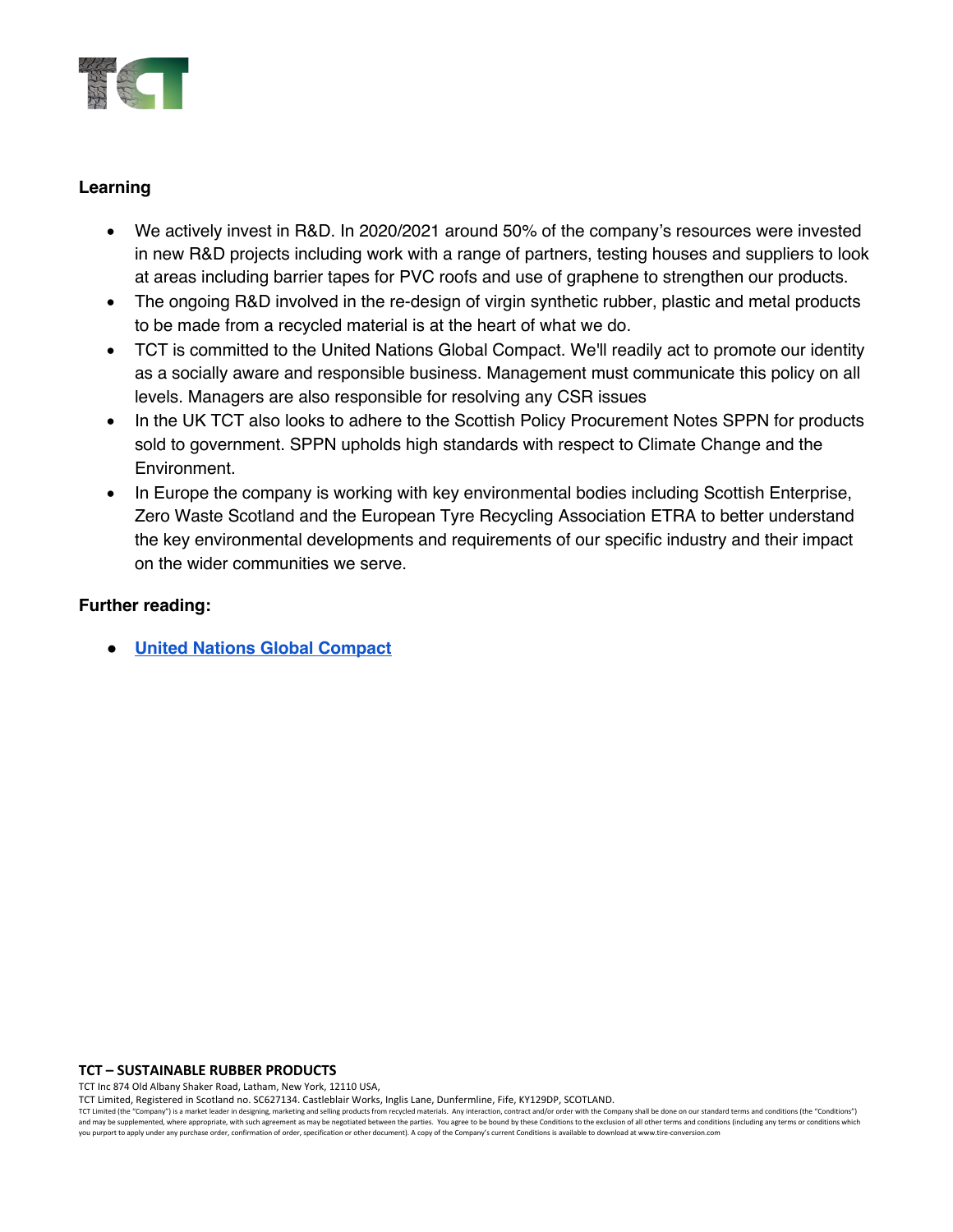**Learning**

- We actively invest in R&D. In 2020/2021 around 50% of the company's resources were invested in new R&D projects including work with a range of partners, testing houses and suppliers to look at areas including barrier tapes for PVC roofs and use of graphene to strengthen our products.
- The ongoing R&D involved in the re-design of virgin synthetic rubber, plastic and metal products to be made from a recycled material is at the heart of what we do.
- TCT is committed to the United Nations Global Compact. We'll readily act to promote our identity as a socially aware and responsible business. Management must communicate this policy on all levels. Managers are also responsible for resolving any CSR issues
- In the UK TCT also looks to adhere to the Scottish Policy Procurement Notes SPPN for products sold to government. SPPN upholds high standards with respect to Climate Change and the Environment.
- In Europe the company is working with key environmental bodies including Scottish Enterprise, Zero Waste Scotland and the European Tyre Recycling Association ETRA to better understand the key environmental developments and requirements of our specific industry and their impact on the wider communities we serve.

**Further reading:**

- **United Nations Global Compact**